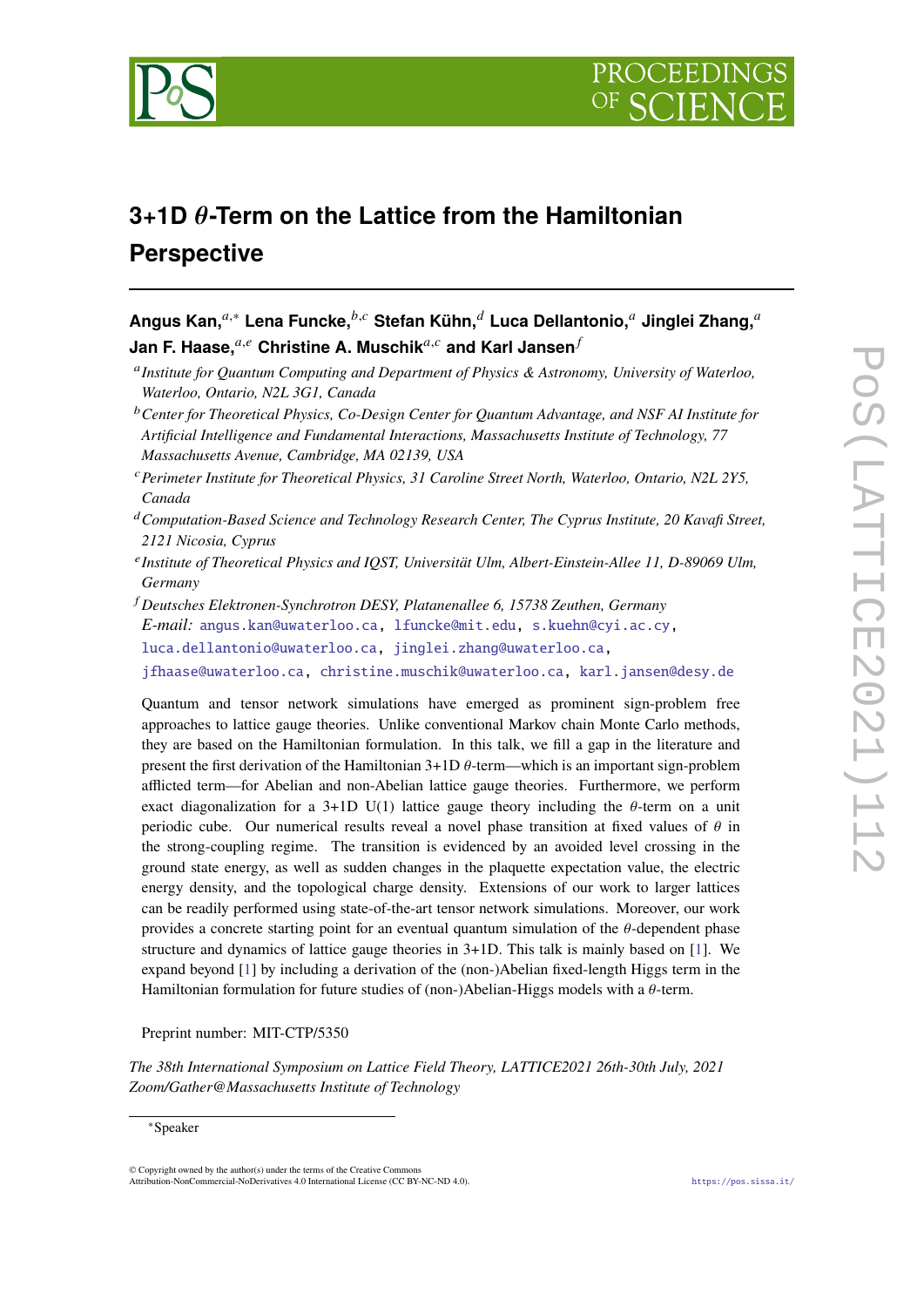# 3+1D $\theta$-Term on the Lattice from the Hamiltonian Perspective

**Angus Kan,**[a,*] **Lena Funcke,**[b,c] **Stefan Kühn,**[d] **Luca Dellantonio,**[a] **Jinglei Zhang,**[a] **Jan F. Haase,**[a,e] **Christine A. Muschik**[a,c] **and Karl Jansen**[f]

[a] *Institute for Quantum Computing and Department of Physics & Astronomy, University of Waterloo, Waterloo, Ontario, N2L 3G1, Canada*

[b] *Center for Theoretical Physics, Co-Design Center for Quantum Advantage, and NSF AI Institute for Artificial Intelligence and Fundamental Interactions, Massachusetts Institute of Technology, 77 Massachusetts Avenue, Cambridge, MA 02139, USA*

[c] *Perimeter Institute for Theoretical Physics, 31 Caroline Street North, Waterloo, Ontario, N2L 2Y5, Canada*

[d] *Computation-Based Science and Technology Research Center, The Cyprus Institute, 20 Kavafi Street, 2121 Nicosia, Cyprus*

[e] *Institute of Theoretical Physics and IQST, Universität Ulm, Albert-Einstein-Allee 11, D-89069 Ulm, Germany*

[f] *Deutsches Elektronen-Synchrotron DESY, Platanenallee 6, 15738 Zeuthen, Germany*

*E-mail:* angus.kan@uwaterloo.ca, lfuncke@mit.edu, s.kuehn@cyi.ac.cy, luca.dellantonio@uwaterloo.ca, jinglei.zhang@uwaterloo.ca, jfhaase@uwaterloo.ca, christine.muschik@uwaterloo.ca, karl.jansen@desy.de

Quantum and tensor network simulations have emerged as prominent sign-problem free approaches to lattice gauge theories. Unlike conventional Markov chain Monte Carlo methods, they are based on the Hamiltonian formulation. In this talk, we fill a gap in the literature and present the first derivation of the Hamiltonian 3+1D $\theta$-term—which is an important sign-problem afflicted term—for Abelian and non-Abelian lattice gauge theories. Furthermore, we perform exact diagonalization for a 3+1D U(1) lattice gauge theory including the $\theta$-term on a unit periodic cube. Our numerical results reveal a novel phase transition at fixed values of $\theta$ in the strong-coupling regime. The transition is evidenced by an avoided level crossing in the ground state energy, as well as sudden changes in the plaquette expectation value, the electric energy density, and the topological charge density. Extensions of our work to larger lattices can be readily performed using state-of-the-art tensor network simulations. Moreover, our work provides a concrete starting point for an eventual quantum simulation of the $\theta$-dependent phase structure and dynamics of lattice gauge theories in 3+1D. This talk is mainly based on [1]. We expand beyond [1] by including a derivation of the (non-)Abelian fixed-length Higgs term in the Hamiltonian formulation for future studies of (non-)Abelian-Higgs models with a $\theta$-term.

Preprint number: MIT-CTP/5350

*The 38th International Symposium on Lattice Field Theory, LATTICE2021 26th-30th July, 2021 Zoom/Gather@Massachusetts Institute of Technology*

*Speaker

© Copyright owned by the author(s) under the terms of the Creative Commons Attribution-NonCommercial-NoDerivatives 4.0 International License (CC BY-NC-ND 4.0).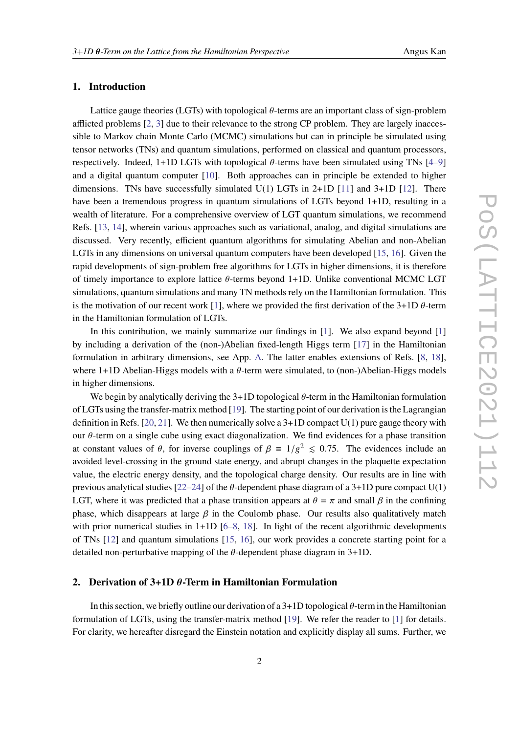## 1. Introduction

Lattice gauge theories (LGTs) with topological $\theta$-terms are an important class of sign-problem afflicted problems [2, 3] due to their relevance to the strong CP problem. They are largely inaccessible to Markov chain Monte Carlo (MCMC) simulations but can in principle be simulated using tensor networks (TNs) and quantum simulations, performed on classical and quantum processors, respectively. Indeed, 1+1D LGTs with topological $\theta$-terms have been simulated using TNs [4–9] and a digital quantum computer [10]. Both approaches can in principle be extended to higher dimensions. TNs have successfully simulated U(1) LGTs in 2+1D [11] and 3+1D [12]. There have a tremendous progress in quantum simulations of LGTs beyond 1+1D, resulting in a wealth of literature. For a comprehensive overview of LGT quantum simulations, we recommend Refs. [13, 14], wherein various approaches such as variational, analog, and digital simulations are discussed. Very recently, efficient quantum algorithms for simulating Abelian and non-Abelian LGTs in any dimensions on universal quantum computers have been developed [15, 16]. Given the rapid developments of sign-problem free algorithms for LGTs in higher dimensions, it is therefore of timely importance to explore lattice $\theta$-terms beyond 1+1D. Unlike conventional MCMC LGT simulations, quantum simulations and many TN methods rely on the Hamiltonian formulation. This is the motivation of our recent work [1], where we provided the first derivation of the 3+1D $\theta$-term in the Hamiltonian formulation of LGTs.

In this contribution, we mainly summarize our findings in [1]. We also expand beyond [1] by including a derivation of the (non-)Abelian fixed-length Higgs term [17] in the Hamiltonian formulation in arbitrary dimensions, see App. A. The latter enables extensions of Refs. [8, 18], where 1+1D Abelian-Higgs models with a $\theta$-term were simulated, to (non-)Abelian-Higgs models in higher dimensions.

We begin by analytically deriving the 3+1D topological $\theta$-term in the Hamiltonian formulation of LGTs using the transfer-matrix method [19]. The starting point of our derivation is the Lagrangian definition in Refs. [20, 21]. We then numerically solve a 3+1D compact U(1) pure gauge theory with our $\theta$-term on a single cube using exact diagonalization. We find evidences for a phase transition at constant values of $\theta$, for inverse couplings of $\beta \equiv 1/g^2 \lesssim 0.75$. The evidences include an avoided level-crossing in the ground state energy, and abrupt changes in the plaquette expectation value, the electric energy density, and the topological charge density. Our results are in line with previous analytical studies [22–24] of the $\theta$-dependent phase diagram of a 3+1D pure compact U(1) LGT, where it was predicted that a phase transition appears at $\theta = \pi$ and small $\beta$ in the confining phase, which disappears at large $\beta$ in the Coulomb phase. Our results also qualitatively match with prior numerical studies in 1+1D [6–8, 18]. In light of the recent algorithmic developments of TNs [12] and quantum simulations [15, 16], our work provides a concrete starting point for a detailed non-perturbative mapping of the $\theta$-dependent phase diagram in 3+1D.

## 2. Derivation of 3+1D $\theta$-Term in Hamiltonian Formulation

In this section, we briefly outline our derivation of a 3+1D topological $\theta$-term in the Hamiltonian formulation of LGTs, using the transfer-matrix method [19]. We refer the reader to [1] for details. For clarity, we hereafter disregard the Einstein notation and explicitly display all sums. Further, we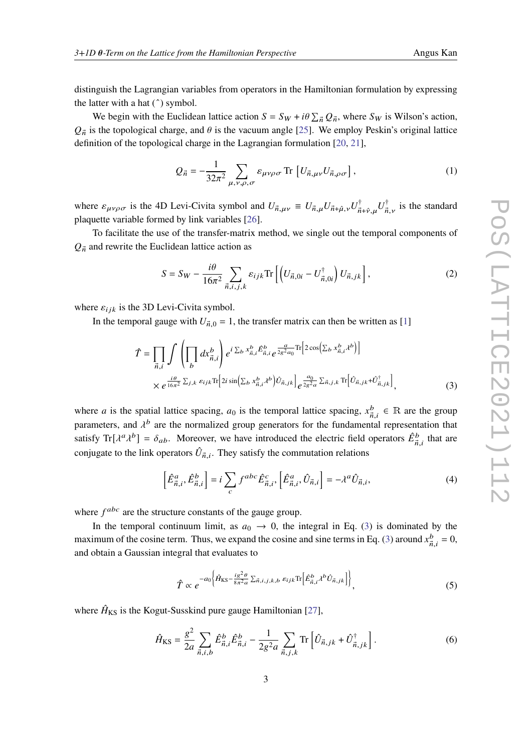distinguish the Lagrangian variables from operators in the Hamiltonian formulation by expressing the latter with a hat ($\hat{}$) symbol.

We begin with the Euclidean lattice action $S = S_W + i\theta \sum_{\vec{n}} Q_{\vec{n}}$, where $S_W$ is Wilson's action, $Q_{\vec{n}}$ is the topological charge, and $\theta$ is the vacuum angle [25]. We employ Peskin's original lattice definition of the topological charge in the Lagrangian formulation [20, 21],

$$Q_{\vec{n}} = -\frac{1}{32\pi^2} \sum_{\mu,\nu,\rho,\sigma} \varepsilon_{\mu\nu\rho\sigma} \operatorname{Tr}\left[U_{\vec{n},\mu\nu} U_{\vec{n},\rho\sigma}\right], \tag{1}$$

where $\varepsilon_{\mu\nu\rho\sigma}$ is the 4D Levi-Civita symbol and $U_{\vec{n},\mu\nu} \equiv U_{\vec{n},\mu} U_{\vec{n}+\hat{\mu},\nu} U^{\dagger}_{\vec{n}+\hat{\nu},\mu} U^{\dagger}_{\vec{n},\nu}$ is the standard plaquette variable formed by link variables [26].

To facilitate the use of the transfer-matrix method, we single out the temporal components of $Q_{\vec{n}}$ and rewrite the Euclidean lattice action as

$$S = S_W - \frac{i\theta}{16\pi^2} \sum_{\vec{n},i,j,k} \varepsilon_{ijk} \operatorname{Tr}\left[\left(U_{\vec{n},0i} - U^{\dagger}_{\vec{n},0i}\right) U_{\vec{n},jk}\right], \tag{2}$$

where $\varepsilon_{ijk}$ is the 3D Levi-Civita symbol.

In the temporal gauge with $U_{\vec{n},0} = 1$, the transfer matrix can then be written as [1]

$$\begin{aligned}\hat{T} = \prod_{\vec{n},i} \int \left(\prod_b dx^b_{\vec{n},i}\right) & e^{i\sum_b x^b_{\vec{n},i}\hat{E}^b_{\vec{n},i}} e^{\frac{a}{2g^2 a_0}\operatorname{Tr}\left[2\cos\left(\sum_b x^b_{\vec{n},i}\lambda^b\right)\right]} \\ & \times e^{\frac{i\theta}{16\pi^2}\sum_{j,k}\varepsilon_{ijk}\operatorname{Tr}\left[2i\sin\left(\sum_b x^b_{\vec{n},i}\lambda^b\right)\hat{U}_{\vec{n},jk}\right]} e^{\frac{a_0}{2g^2 a}\sum_{\vec{n},j,k}\operatorname{Tr}\left[\hat{U}_{\vec{n},jk}+\hat{U}^{\dagger}_{\vec{n},jk}\right]},\end{aligned} \tag{3}$$

where $a$ is the spatial lattice spacing, $a_0$ is the temporal lattice spacing, $x^b_{\vec{n},i} \in \mathbb{R}$ are the group parameters, and $\lambda^b$ are the normalized group generators for the fundamental representation that satisfy $\operatorname{Tr}[\lambda^a\lambda^b] = \delta_{ab}$. Moreover, we have introduced the electric field operators $\hat{E}^b_{\vec{n},i}$ that are conjugate to the link operators $\hat{U}_{\vec{n},i}$. They satisfy the commutation relations

$$\left[\hat{E}^a_{\vec{n},i}, \hat{E}^b_{\vec{n},i}\right] = i\sum_c f^{abc}\hat{E}^c_{\vec{n},i}, \quad \left[\hat{E}^a_{\vec{n},i}, \hat{U}_{\vec{n},i}\right] = -\lambda^a\hat{U}_{\vec{n},i}, \tag{4}$$

where $f^{abc}$ are the structure constants of the gauge group.

In the temporal continuum limit, as $a_0 \to 0$, the integral in Eq. (3) is dominated by the maximum of the cosine term. Thus, we expand the cosine and sine terms in Eq. (3) around $x^b_{\vec{n},i} = 0$, and obtain a Gaussian integral that evaluates to

$$\hat{T} \propto e^{-a_0\left\{\hat{H}_{\text{KS}} - \frac{ig^2\theta}{8\pi^2 a}\sum_{\vec{n},i,j,k,b}\varepsilon_{ijk}\operatorname{Tr}\left[\hat{E}^b_{\vec{n},i}\lambda^b\hat{U}_{\vec{n},jk}\right]\right\}}, \tag{5}$$

where $\hat{H}_{\text{KS}}$ is the Kogut-Susskind pure gauge Hamiltonian [27],

$$\hat{H}_{\text{KS}} = \frac{g^2}{2a}\sum_{\vec{n},i,b}\hat{E}^b_{\vec{n},i}\hat{E}^b_{\vec{n},i} - \frac{1}{2g^2 a}\sum_{\vec{n},j,k}\operatorname{Tr}\left[\hat{U}_{\vec{n},jk} + \hat{U}^{\dagger}_{\vec{n},jk}\right]. \tag{6}$$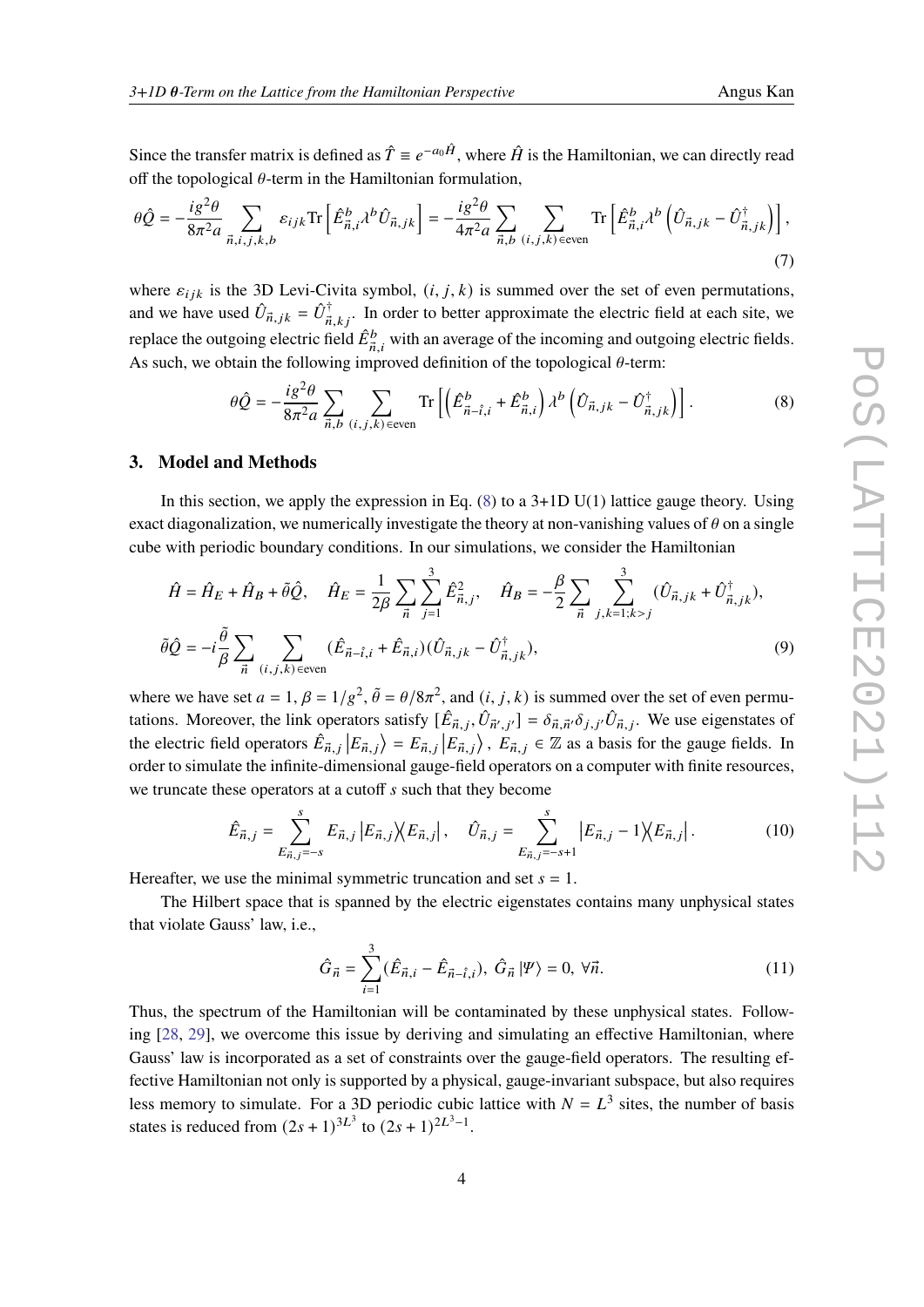Since the transfer matrix is defined as $\hat{T} \equiv e^{-a_0 \hat{H}}$, where $\hat{H}$ is the Hamiltonian, we can directly read off the topological $\theta$-term in the Hamiltonian formulation,

$$\theta \hat{Q} = -\frac{ig^2\theta}{8\pi^2 a} \sum_{\vec{n},i,j,k,b} \varepsilon_{ijk} \mathrm{Tr}\left[\hat{E}^b_{\vec{n},i} \lambda^b \hat{U}_{\vec{n},jk}\right] = -\frac{ig^2\theta}{4\pi^2 a} \sum_{\vec{n},b} \sum_{(i,j,k)\in\mathrm{even}} \mathrm{Tr}\left[\hat{E}^b_{\vec{n},i} \lambda^b \left(\hat{U}_{\vec{n},jk} - \hat{U}^\dagger_{\vec{n},jk}\right)\right], \tag{7}$$

where $\varepsilon_{ijk}$ is the 3D Levi-Civita symbol, $(i,j,k)$ is summed over the set of even permutations, and we have used $\hat{U}_{\vec{n},jk} = \hat{U}^\dagger_{\vec{n},kj}$. In order to better approximate the electric field at each site, we replace the outgoing electric field $\hat{E}^b_{\vec{n},i}$ with an average of the incoming and outgoing electric fields. As such, we obtain the following improved definition of the topological $\theta$-term:

$$\theta \hat{Q} = -\frac{ig^2\theta}{8\pi^2 a} \sum_{\vec{n},b} \sum_{(i,j,k)\in\mathrm{even}} \mathrm{Tr}\left[\left(\hat{E}^b_{\vec{n}-\hat{\imath},i} + \hat{E}^b_{\vec{n},i}\right) \lambda^b \left(\hat{U}_{\vec{n},jk} - \hat{U}^\dagger_{\vec{n},jk}\right)\right]. \tag{8}$$

## 3. Model and Methods

In this section, we apply the expression in Eq. (8) to a 3+1D U(1) lattice gauge theory. Using exact diagonalization, we numerically investigate the theory at non-vanishing values of $\theta$ on a single cube with periodic boundary conditions. In our simulations, we consider the Hamiltonian

$$\hat{H} = \hat{H}_E + \hat{H}_B + \tilde{\theta}\hat{Q}, \quad \hat{H}_E = \frac{1}{2\beta} \sum_{\vec{n}} \sum_{j=1}^{3} \hat{E}^2_{\vec{n},j}, \quad \hat{H}_B = -\frac{\beta}{2} \sum_{\vec{n}} \sum_{j,k=1;k>j}^{3} (\hat{U}_{\vec{n},jk} + \hat{U}^\dagger_{\vec{n},jk}),$$
$$\tilde{\theta}\hat{Q} = -i\frac{\tilde{\theta}}{\beta} \sum_{\vec{n}} \sum_{(i,j,k)\in\mathrm{even}} (\hat{E}_{\vec{n}-\hat{\imath},i} + \hat{E}_{\vec{n},i})(\hat{U}_{\vec{n},jk} - \hat{U}^\dagger_{\vec{n},jk}), \tag{9}$$

where we have set $a = 1$, $\beta = 1/g^2$, $\tilde{\theta} = \theta/8\pi^2$, and $(i,j,k)$ is summed over the set of even permutations. Moreover, the link operators satisfy $[\hat{E}_{\vec{n},j}, \hat{U}_{\vec{n}',j'}] = \delta_{\vec{n},\vec{n}'}\delta_{j,j'}\hat{U}_{\vec{n},j}$. We use eigenstates of the electric field operators $\hat{E}_{\vec{n},j}\left|E_{\vec{n},j}\right\rangle = E_{\vec{n},j}\left|E_{\vec{n},j}\right\rangle$, $E_{\vec{n},j} \in \mathbb{Z}$ as a basis for the gauge fields. In order to simulate the infinite-dimensional gauge-field operators on a computer with finite resources, we truncate these operators at a cutoff $s$ such that they become

$$\hat{E}_{\vec{n},j} = \sum_{E_{\vec{n},j}=-s}^{s} E_{\vec{n},j} \left|E_{\vec{n},j}\right\rangle\!\left\langle E_{\vec{n},j}\right|, \quad \hat{U}_{\vec{n},j} = \sum_{E_{\vec{n},j}=-s+1}^{s} \left|E_{\vec{n},j} - 1\right\rangle\!\left\langle E_{\vec{n},j}\right|. \tag{10}$$

Hereafter, we use the minimal symmetric truncation and set $s = 1$.

The Hilbert space that is spanned by the electric eigenstates contains many unphysical states that violate Gauss' law, i.e.,

$$\hat{G}_{\vec{n}} = \sum_{i=1}^{3} (\hat{E}_{\vec{n},i} - \hat{E}_{\vec{n}-\hat{\imath},i}), \; \hat{G}_{\vec{n}} \left|\Psi\right\rangle = 0, \; \forall \vec{n}. \tag{11}$$

Thus, the spectrum of the Hamiltonian will be contaminated by these unphysical states. Following [28, 29], we overcome this issue by deriving and simulating an effective Hamiltonian, where Gauss' law is incorporated as a set of constraints over the gauge-field operators. The resulting effective Hamiltonian not only is supported by a physical, gauge-invariant subspace, but also requires less memory to simulate. For a 3D periodic cubic lattice with $N = L^3$ sites, the number of basis states is reduced from $(2s+1)^{3L^3}$ to $(2s+1)^{2L^3-1}$.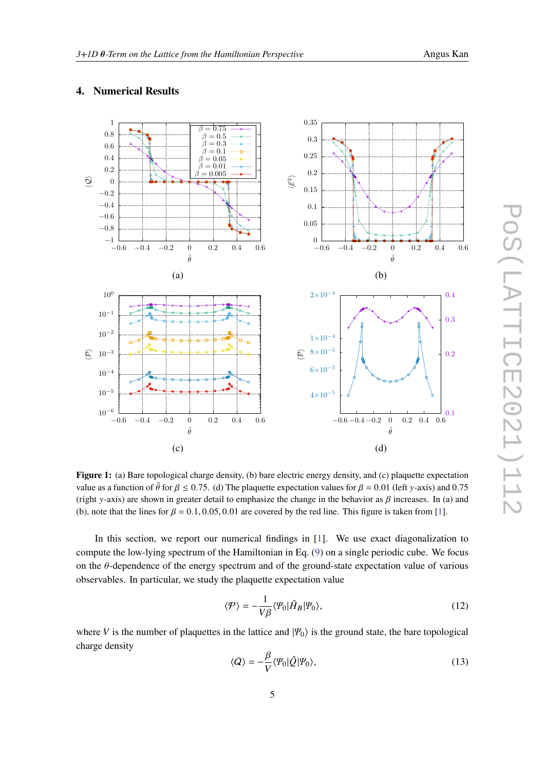## 4. Numerical Results

**Figure 1:** (a) Bare topological charge density, (b) bare electric energy density, and (c) plaquette expectation value as a function of $\tilde{\theta}$ for $\beta \leq 0.75$. (d) The plaquette expectation values for $\beta = 0.01$ (left $y$-axis) and 0.75 (right $y$-axis) are shown in greater detail to emphasize the change in the behavior as $\beta$ increases. In (a) and (b), note that the lines for $\beta = 0.1, 0.05, 0.01$ are covered by the red line. This figure is taken from [1].

In this section, we report our numerical findings in [1]. We use exact diagonalization to compute the low-lying spectrum of the Hamiltonian in Eq. (9) on a single periodic cube. We focus on the $\theta$-dependence of the energy spectrum and of the ground-state expectation value of various observables. In particular, we study the plaquette expectation value

$$\langle \mathcal{P} \rangle = -\frac{1}{V\beta} \langle \Psi_0 | \hat{H}_B | \Psi_0 \rangle, \tag{12}$$

where $V$ is the number of plaquettes in the lattice and $|\Psi_0\rangle$ is the ground state, the bare topological charge density

$$\langle Q \rangle = -\frac{\beta}{V} \langle \Psi_0 | \hat{Q} | \Psi_0 \rangle, \tag{13}$$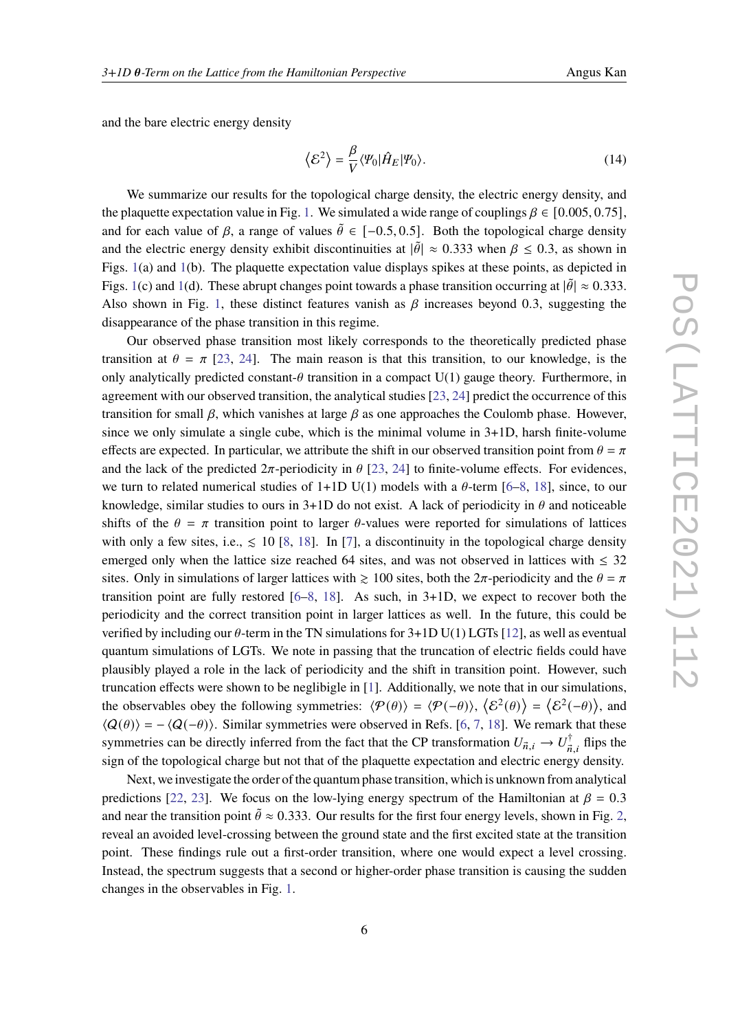and the bare electric energy density

$$\left\langle \mathcal{E}^2 \right\rangle = \frac{\beta}{V} \langle \Psi_0 | \hat{H}_E | \Psi_0 \rangle. \tag{14}$$

We summarize our results for the topological charge density, the electric energy density, and the plaquette expectation value in Fig. 1. We simulated a wide range of couplings $\beta \in [0.005, 0.75]$, and for each value of $\beta$, a range of values $\tilde{\theta} \in [-0.5, 0.5]$. Both the topological charge density and the electric energy density exhibit discontinuities at $|\tilde{\theta}| \approx 0.333$ when $\beta \leq 0.3$, as shown in Figs. 1(a) and 1(b). The plaquette expectation value displays spikes at these points, as depicted in Figs. 1(c) and 1(d). These abrupt changes point towards a phase transition occurring at $|\tilde{\theta}| \approx 0.333$. Also shown in Fig. 1, these distinct features vanish as $\beta$ increases beyond 0.3, suggesting the disappearance of the phase transition in this regime.

Our observed phase transition most likely corresponds to the theoretically predicted phase transition at $\theta = \pi$ [23, 24]. The main reason is that this transition, to our knowledge, is the only analytically predicted constant-$\theta$ transition in a compact U(1) gauge theory. Furthermore, in agreement with our observed transition, the analytical studies [23, 24] predict the occurrence of this transition for small $\beta$, which vanishes at large $\beta$ as one approaches the Coulomb phase. However, since we only simulate a single cube, which is the minimal volume in 3+1D, harsh finite-volume effects are expected. In particular, we attribute the shift in our observed transition point from $\theta = \pi$ and the lack of the predicted $2\pi$-periodicity in $\theta$ [23, 24] to finite-volume effects. For evidences, we turn to related numerical studies of 1+1D U(1) models with a $\theta$-term [6–8, 18], since, to our knowledge, similar studies to ours in 3+1D do not exist. A lack of periodicity in $\theta$ and noticeable shifts of the $\theta = \pi$ transition point to larger $\theta$-values were reported for simulations of lattices with only a few sites, i.e., $\lesssim 10$ [8, 18]. In [7], a discontinuity in the topological charge density emerged only when the lattice size reached 64 sites, and was not observed in lattices with $\leq 32$ sites. Only in simulations of larger lattices with $\gtrsim 100$ sites, both the $2\pi$-periodicity and the $\theta = \pi$ transition point are fully restored [6–8, 18]. As such, in 3+1D, we expect to recover both the periodicity and the correct transition point in larger lattices as well. In the future, this could be verified by including our $\theta$-term in the TN simulations for 3+1D U(1) LGTs [12], as well as eventual quantum simulations of LGTs. We note in passing that the truncation of electric fields could have plausibly played a role in the lack of periodicity and the shift in transition point. However, such truncation effects were shown to be neglibigle in [1]. Additionally, we note that in our simulations, the observables obey the following symmetries: $\langle \mathcal{P}(\theta) \rangle = \langle \mathcal{P}(-\theta) \rangle$, $\left\langle \mathcal{E}^2(\theta) \right\rangle = \left\langle \mathcal{E}^2(-\theta) \right\rangle$, and $\langle Q(\theta) \rangle = -\langle Q(-\theta) \rangle$. Similar symmetries were observed in Refs. [6, 7, 18]. We remark that these symmetries can be directly inferred from the fact that the CP transformation $U_{\vec{n},i} \to U^{\dagger}_{\vec{n},i}$ flips the sign of the topological charge but not that of the plaquette expectation and electric energy density.

Next, we investigate the order of the quantum phase transition, which is unknown from analytical predictions [22, 23]. We focus on the low-lying energy spectrum of the Hamiltonian at $\beta = 0.3$ and near the transition point $\tilde{\theta} \approx 0.333$. Our results for the first four energy levels, shown in Fig. 2, reveal an avoided level-crossing between the ground state and the first excited state at the transition point. These findings rule out a first-order transition, where one would expect a level crossing. Instead, the spectrum suggests that a second or higher-order phase transition is causing the sudden changes in the observables in Fig. 1.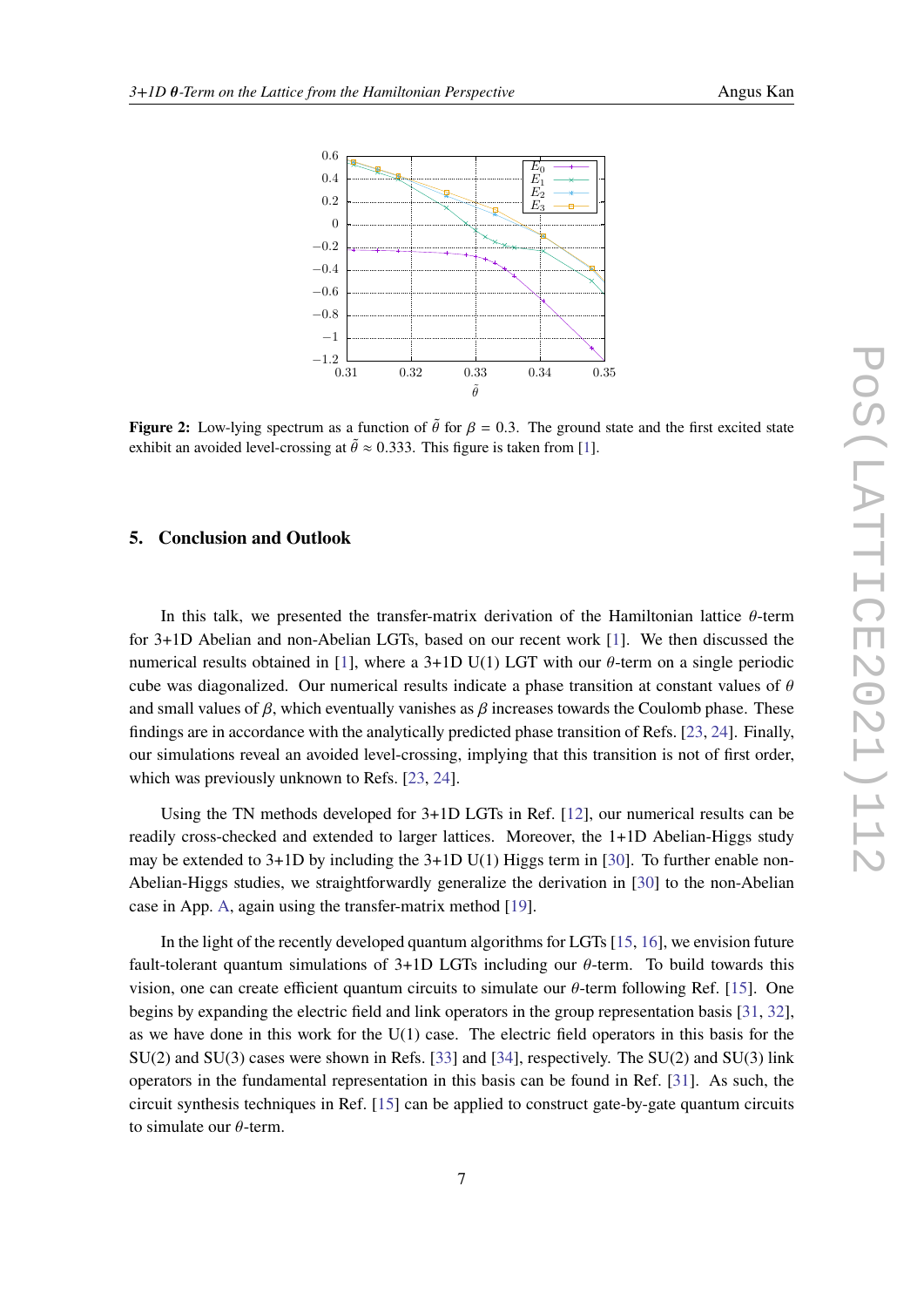**Figure 2:** Low-lying spectrum as a function of $\tilde{\theta}$ for $\beta = 0.3$. The ground state and the first excited state exhibit an avoided level-crossing at $\tilde{\theta} \approx 0.333$. This figure is taken from [1].

## 5. Conclusion and Outlook

In this talk, we presented the transfer-matrix derivation of the Hamiltonian lattice $\theta$-term for 3+1D Abelian and non-Abelian LGTs, based on our recent work [1]. We then discussed the numerical results obtained in [1], where a 3+1D U(1) LGT with our $\theta$-term on a single periodic cube was diagonalized. Our numerical results indicate a phase transition at constant values of $\theta$ and small values of $\beta$, which eventually vanishes as $\beta$ increases towards the Coulomb phase. These findings are in accordance with the analytically predicted phase transition of Refs. [23, 24]. Finally, our simulations reveal an avoided level-crossing, implying that this transition is not of first order, which was previously unknown to Refs. [23, 24].

Using the TN methods developed for 3+1D LGTs in Ref. [12], our numerical results can be readily cross-checked and extended to larger lattices. Moreover, the 1+1D Abelian-Higgs study may be extended to 3+1D by including the 3+1D U(1) Higgs term in [30]. To further enable non-Abelian-Higgs studies, we straightforwardly generalize the derivation in [30] to the non-Abelian case in App. A, again using the transfer-matrix method [19].

In the light of the recently developed quantum algorithms for LGTs [15, 16], we envision future fault-tolerant quantum simulations of 3+1D LGTs including our $\theta$-term. To build towards this vision, one can create efficient quantum circuits to simulate our $\theta$-term following Ref. [15]. One begins by expanding the electric field and link operators in the group representation basis [31, 32], as we have done in this work for the U(1) case. The electric field operators in this basis for the SU(2) and SU(3) cases were shown in Refs. [33] and [34], respectively. The SU(2) and SU(3) link operators in the fundamental representation in this basis can be found in Ref. [31]. As such, the circuit synthesis techniques in Ref. [15] can be applied to construct gate-by-gate quantum circuits to simulate our $\theta$-term.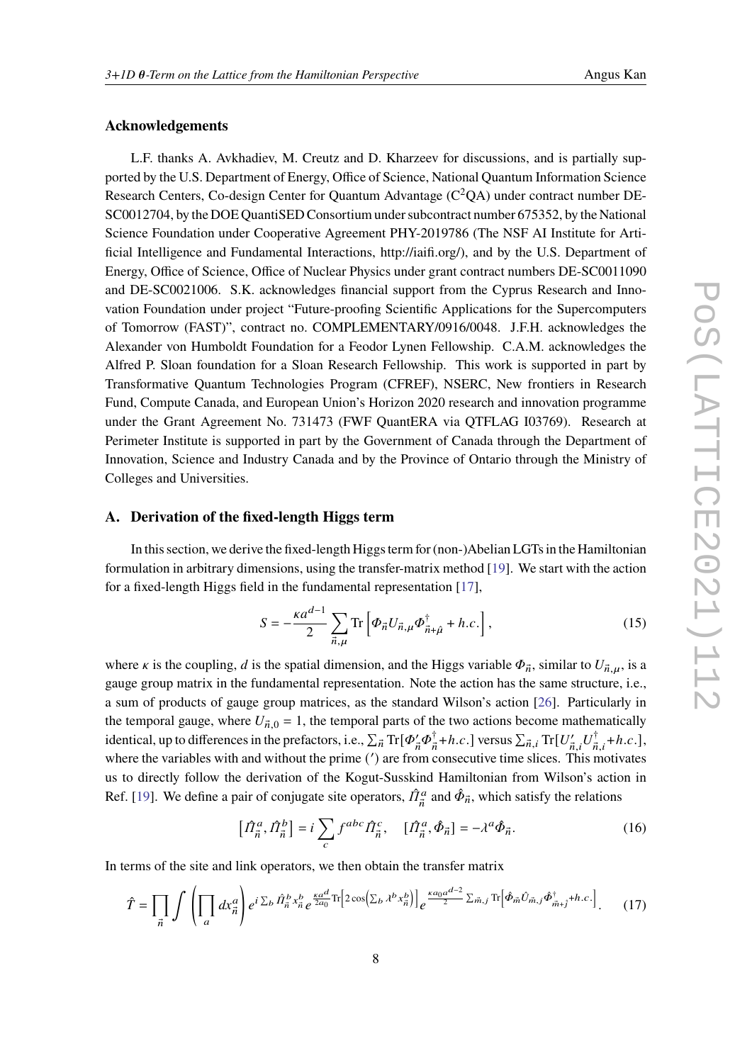### Acknowledgements

L.F. thanks A. Avkhadiev, M. Creutz and D. Kharzeev for discussions, and is partially supported by the U.S. Department of Energy, Office of Science, National Quantum Information Science Research Centers, Co-design Center for Quantum Advantage ($C^2QA$) under contract number DE-SC0012704, by the DOE QuantiSED Consortium under subcontract number 675352, by the National Science Foundation under Cooperative Agreement PHY-2019786 (The NSF AI Institute for Artificial Intelligence and Fundamental Interactions, http://iaifi.org/), and by the U.S. Department of Energy, Office of Science, Office of Nuclear Physics under grant contract numbers DE-SC0011090 and DE-SC0021006. S.K. acknowledges financial support from the Cyprus Research and Innovation Foundation under project "Future-proofing Scientific Applications for the Supercomputers of Tomorrow (FAST)", contract no. COMPLEMENTARY/0916/0048. J.F.H. acknowledges the Alexander von Humboldt Foundation for a Feodor Lynen Fellowship. C.A.M. acknowledges the Alfred P. Sloan foundation for a Sloan Research Fellowship. This work is supported in part by Transformative Quantum Technologies Program (CFREF), NSERC, New frontiers in Research Fund, Compute Canada, and European Union's Horizon 2020 research and innovation programme under the Grant Agreement No. 731473 (FWF QuantERA via QTFLAG I03769). Research at Perimeter Institute is supported in part by the Government of Canada through the Department of Innovation, Science and Industry Canada and by the Province of Ontario through the Ministry of Colleges and Universities.

## A. Derivation of the fixed-length Higgs term

In this section, we derive the fixed-length Higgs term for (non-)Abelian LGTs in the Hamiltonian formulation in arbitrary dimensions, using the transfer-matrix method [19]. We start with the action for a fixed-length Higgs field in the fundamental representation [17],

$$S = -\frac{\kappa a^{d-1}}{2} \sum_{\vec{n},\mu} \mathrm{Tr}\left[\Phi_{\vec{n}} U_{\vec{n},\mu} \Phi^{\dagger}_{\vec{n}+\hat{\mu}} + h.c.\right], \tag{15}$$

where $\kappa$ is the coupling, $d$ is the spatial dimension, and the Higgs variable $\Phi_{\vec{n}}$, similar to $U_{\vec{n},\mu}$, is a gauge group matrix in the fundamental representation. Note the action has the same structure, i.e., a sum of products of gauge group matrices, as the standard Wilson's action [26]. Particularly in the temporal gauge, where $U_{\vec{n},0} = 1$, the temporal parts of the two actions become mathematically identical, up to differences in the prefactors, i.e., $\sum_{\vec{n}} \mathrm{Tr}[\Phi'_{\vec{n}} \Phi^{\dagger}_{\vec{n}} + h.c.]$ versus $\sum_{\vec{n},i} \mathrm{Tr}[U'_{\vec{n},i} U^{\dagger}_{\vec{n},i} + h.c.]$, where the variables with and without the prime ($'$) are from consecutive time slices. This motivates us to directly follow the derivation of the Kogut-Susskind Hamiltonian from Wilson's action in Ref. [19]. We define a pair of conjugate site operators, $\hat{\Pi}^a_{\vec{n}}$ and $\hat{\Phi}_{\vec{n}}$, which satisfy the relations

$$\left[\hat{\Pi}^a_{\vec{n}}, \hat{\Pi}^b_{\vec{n}}\right] = i \sum_c f^{abc} \hat{\Pi}^c_{\vec{n}}, \quad [\hat{\Pi}^a_{\vec{n}}, \hat{\Phi}_{\vec{n}}] = -\lambda^a \hat{\Phi}_{\vec{n}}. \tag{16}$$

In terms of the site and link operators, we then obtain the transfer matrix

$$\hat{T} = \prod_{\vec{n}} \int \left(\prod_a dx^a_{\vec{n}}\right) e^{i \sum_b \hat{\Pi}^b_{\vec{n}} x^b_{\vec{n}}} e^{\frac{\kappa a^d}{2a_0} \mathrm{Tr}\left[2\cos\left(\sum_b \lambda^b x^b_{\vec{n}}\right)\right]} e^{\frac{\kappa a_0 a^{d-2}}{2} \sum_{\vec{m},j} \mathrm{Tr}\left[\hat{\Phi}_{\vec{m}} \hat{U}_{\vec{m},j} \hat{\Phi}^{\dagger}_{\vec{m}+\hat{j}} + h.c.\right]}. \tag{17}$$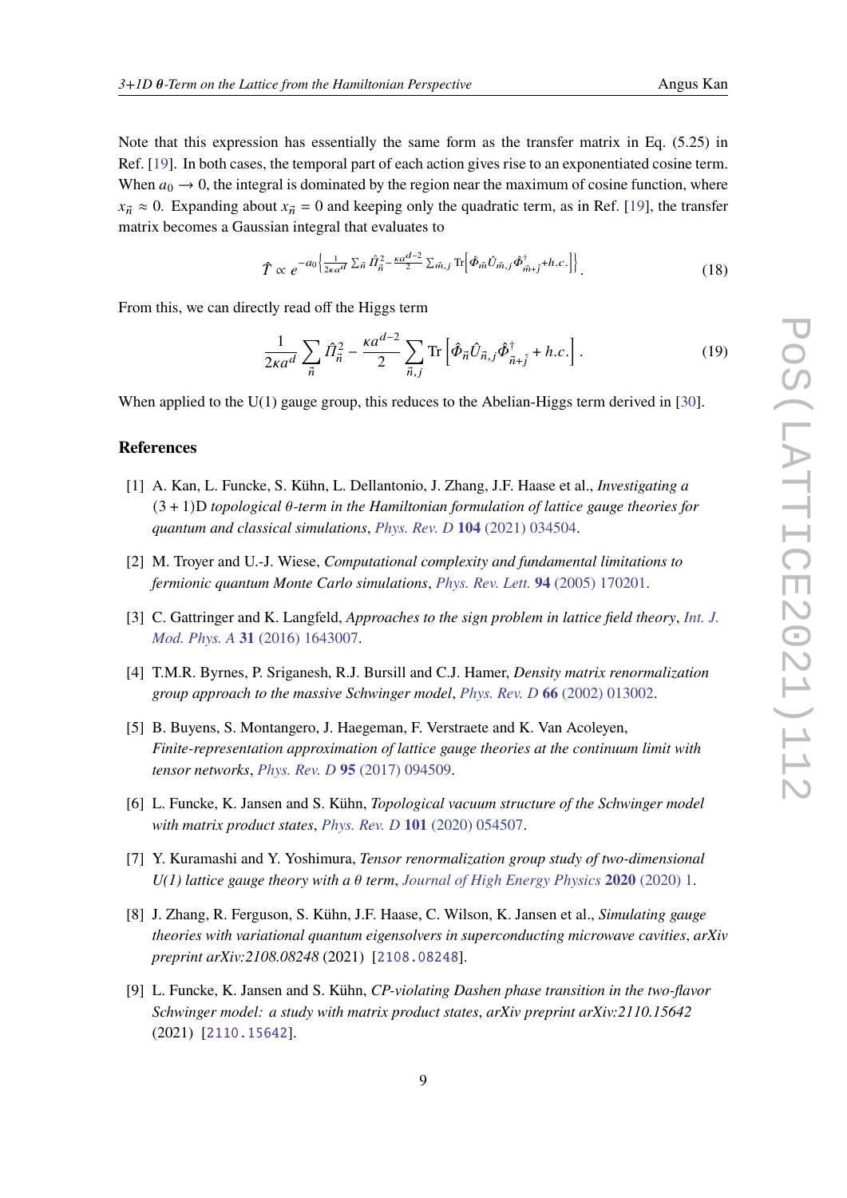Note that this expression has essentially the same form as the transfer matrix in Eq. (5.25) in Ref. [19]. In both cases, the temporal part of each action gives rise to an exponentiated cosine term. When $a_0 \to 0$, the integral is dominated by the region near the maximum of cosine function, where $x_{\vec{n}} \approx 0$. Expanding about $x_{\vec{n}} = 0$ and keeping only the quadratic term, as in Ref. [19], the transfer matrix becomes a Gaussian integral that evaluates to

$$\hat{T} \propto e^{-a_0\left\{\frac{1}{2\kappa a^d}\sum_{\vec{n}}\hat{\Pi}_{\vec{n}}^2 - \frac{\kappa a^{d-2}}{2}\sum_{\vec{m},j}\mathrm{Tr}\left[\hat{\Phi}_{\vec{m}}\hat{U}_{\vec{m},j}\hat{\Phi}^\dagger_{\vec{m}+\hat{j}}+h.c.\right]\right\}}. \tag{18}$$

From this, we can directly read off the Higgs term

$$\frac{1}{2\kappa a^d}\sum_{\vec{n}}\hat{\Pi}_{\vec{n}}^2 - \frac{\kappa a^{d-2}}{2}\sum_{\vec{n},j}\mathrm{Tr}\left[\hat{\Phi}_{\vec{n}}\hat{U}_{\vec{n},j}\hat{\Phi}^\dagger_{\vec{n}+\hat{j}} + h.c.\right]. \tag{19}$$

When applied to the U(1) gauge group, this reduces to the Abelian-Higgs term derived in [30].

## References

[1] A. Kan, L. Funcke, S. Kühn, L. Dellantonio, J. Zhang, J.F. Haase et al., *Investigating a $(3+1)$D topological $\theta$-term in the Hamiltonian formulation of lattice gauge theories for quantum and classical simulations*, Phys. Rev. D **104** (2021) 034504.

[2] M. Troyer and U.-J. Wiese, *Computational complexity and fundamental limitations to fermionic quantum Monte Carlo simulations*, Phys. Rev. Lett. **94** (2005) 170201.

[3] C. Gattringer and K. Langfeld, *Approaches to the sign problem in lattice field theory*, Int. J. Mod. Phys. A **31** (2016) 1643007.

[4] T.M.R. Byrnes, P. Sriganesh, R.J. Bursill and C.J. Hamer, *Density matrix renormalization group approach to the massive Schwinger model*, Phys. Rev. D **66** (2002) 013002.

[5] B. Buyens, S. Montangero, J. Haegeman, F. Verstraete and K. Van Acoleyen, *Finite-representation approximation of lattice gauge theories at the continuum limit with tensor networks*, Phys. Rev. D **95** (2017) 094509.

[6] L. Funcke, K. Jansen and S. Kühn, *Topological vacuum structure of the Schwinger model with matrix product states*, Phys. Rev. D **101** (2020) 054507.

[7] Y. Kuramashi and Y. Yoshimura, *Tensor renormalization group study of two-dimensional U(1) lattice gauge theory with a θ term*, Journal of High Energy Physics **2020** (2020) 1.

[8] J. Zhang, R. Ferguson, S. Kühn, J.F. Haase, C. Wilson, K. Jansen et al., *Simulating gauge theories with variational quantum eigensolvers in superconducting microwave cavities*, *arXiv preprint arXiv:2108.08248* (2021) [2108.08248].

[9] L. Funcke, K. Jansen and S. Kühn, *CP-violating Dashen phase transition in the two-flavor Schwinger model: a study with matrix product states*, *arXiv preprint arXiv:2110.15642* (2021) [2110.15642].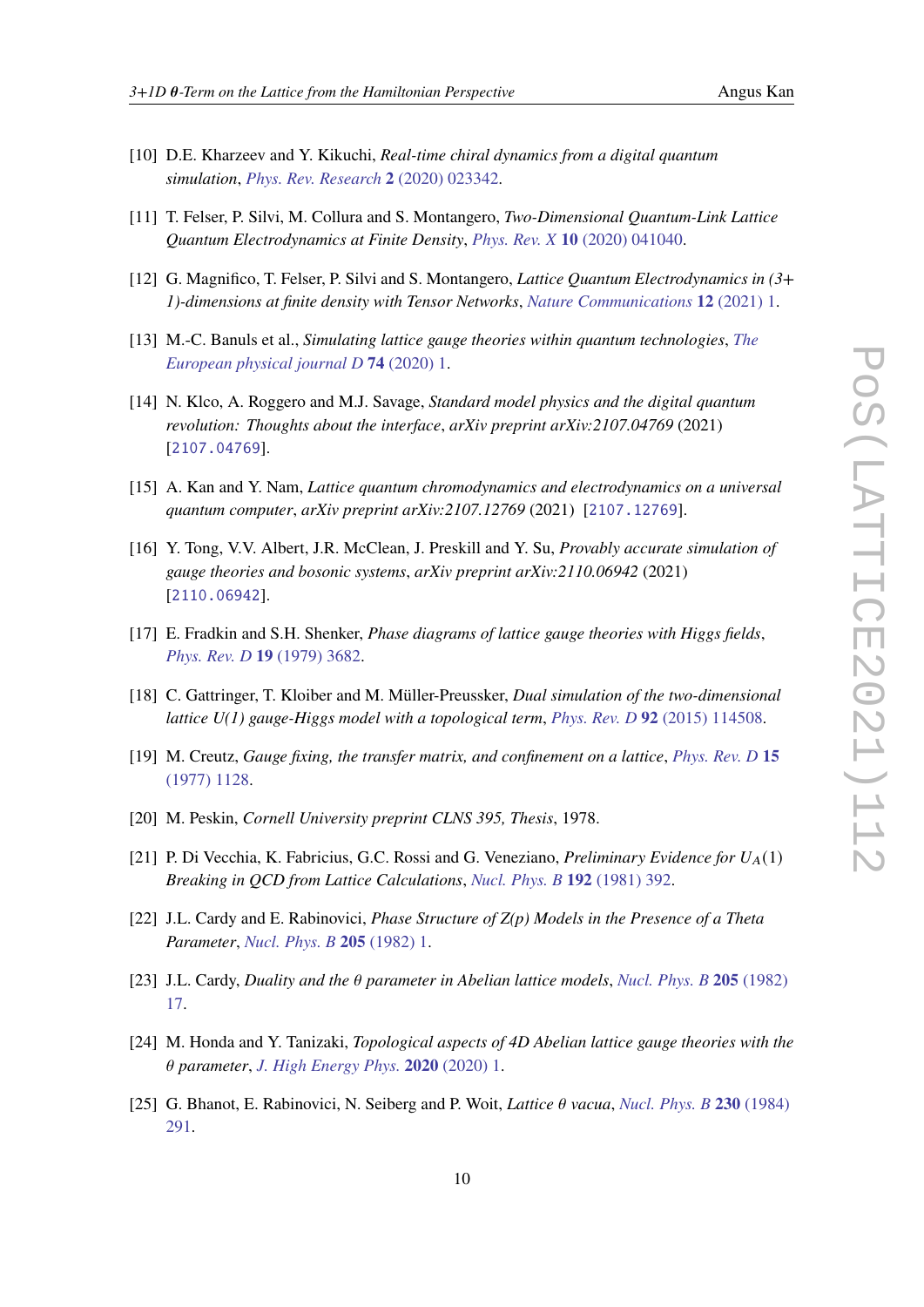[10] D.E. Kharzeev and Y. Kikuchi, *Real-time chiral dynamics from a digital quantum simulation*, *Phys. Rev. Research* **2** (2020) 023342.

[11] T. Felser, P. Silvi, M. Collura and S. Montangero, *Two-Dimensional Quantum-Link Lattice Quantum Electrodynamics at Finite Density*, *Phys. Rev. X* **10** (2020) 041040.

[12] G. Magnifico, T. Felser, P. Silvi and S. Montangero, *Lattice Quantum Electrodynamics in (3+1)-dimensions at finite density with Tensor Networks*, *Nature Communications* **12** (2021) 1.

[13] M.-C. Banuls et al., *Simulating lattice gauge theories within quantum technologies*, *The European physical journal D* **74** (2020) 1.

[14] N. Klco, A. Roggero and M.J. Savage, *Standard model physics and the digital quantum revolution: Thoughts about the interface*, *arXiv preprint arXiv:2107.04769* (2021) [2107.04769].

[15] A. Kan and Y. Nam, *Lattice quantum chromodynamics and electrodynamics on a universal quantum computer*, *arXiv preprint arXiv:2107.12769* (2021) [2107.12769].

[16] Y. Tong, V.V. Albert, J.R. McClean, J. Preskill and Y. Su, *Provably accurate simulation of gauge theories and bosonic systems*, *arXiv preprint arXiv:2110.06942* (2021) [2110.06942].

[17] E. Fradkin and S.H. Shenker, *Phase diagrams of lattice gauge theories with Higgs fields*, *Phys. Rev. D* **19** (1979) 3682.

[18] C. Gattringer, T. Kloiber and M. Müller-Preussker, *Dual simulation of the two-dimensional lattice U(1) gauge-Higgs model with a topological term*, *Phys. Rev. D* **92** (2015) 114508.

[19] M. Creutz, *Gauge fixing, the transfer matrix, and confinement on a lattice*, *Phys. Rev. D* **15** (1977) 1128.

[20] M. Peskin, *Cornell University preprint CLNS 395, Thesis*, 1978.

[21] P. Di Vecchia, K. Fabricius, G.C. Rossi and G. Veneziano, *Preliminary Evidence for $U_A(1)$ Breaking in QCD from Lattice Calculations*, *Nucl. Phys. B* **192** (1981) 392.

[22] J.L. Cardy and E. Rabinovici, *Phase Structure of Z(p) Models in the Presence of a Theta Parameter*, *Nucl. Phys. B* **205** (1982) 1.

[23] J.L. Cardy, *Duality and the $\theta$ parameter in Abelian lattice models*, *Nucl. Phys. B* **205** (1982) 17.

[24] M. Honda and Y. Tanizaki, *Topological aspects of 4D Abelian lattice gauge theories with the $\theta$ parameter*, *J. High Energy Phys.* **2020** (2020) 1.

[25] G. Bhanot, E. Rabinovici, N. Seiberg and P. Woit, *Lattice $\theta$ vacua*, *Nucl. Phys. B* **230** (1984) 291.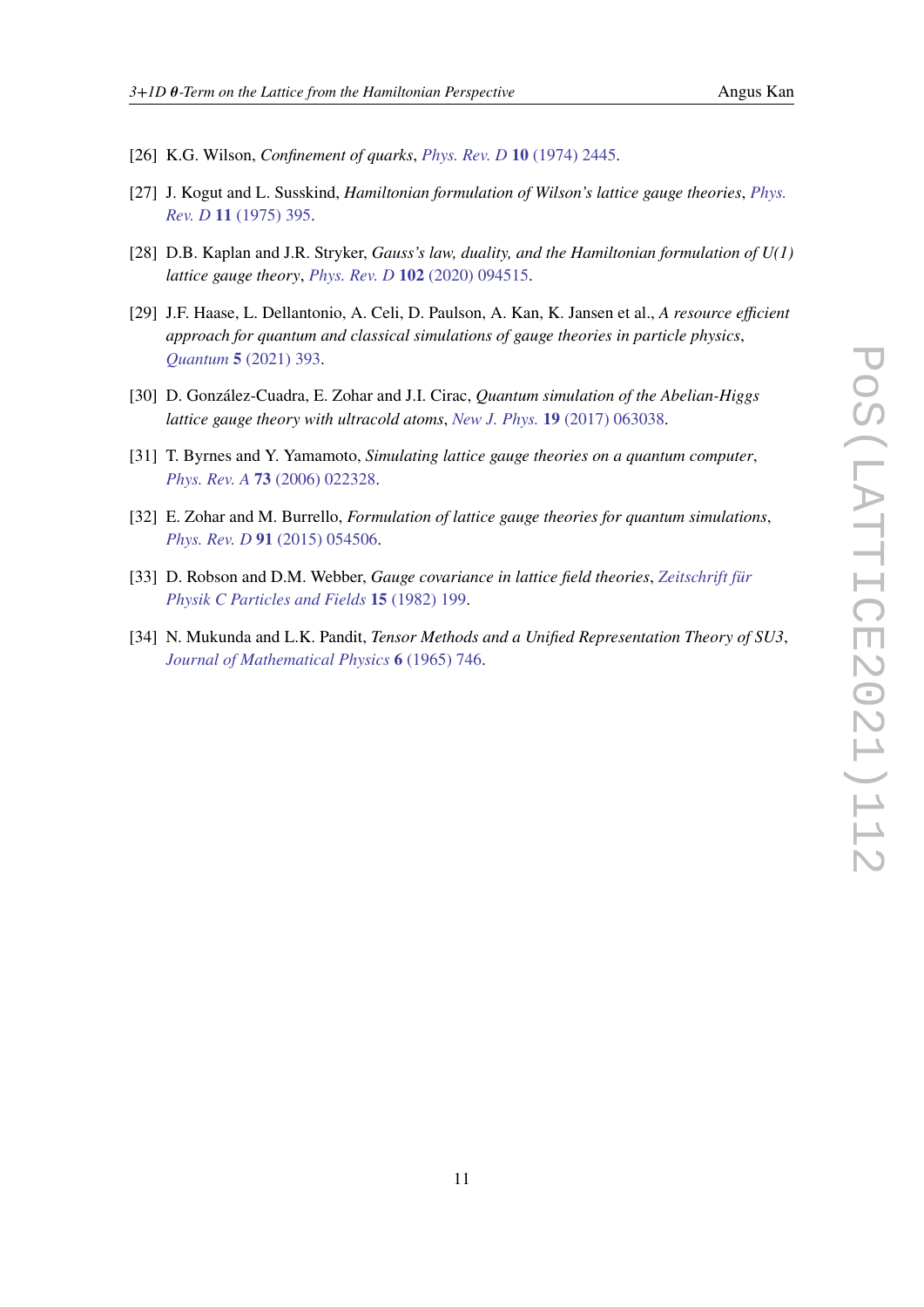[26] K.G. Wilson, *Confinement of quarks*, *Phys. Rev. D* **10** (1974) 2445.

[27] J. Kogut and L. Susskind, *Hamiltonian formulation of Wilson's lattice gauge theories*, *Phys. Rev. D* **11** (1975) 395.

[28] D.B. Kaplan and J.R. Stryker, *Gauss's law, duality, and the Hamiltonian formulation of U(1) lattice gauge theory*, *Phys. Rev. D* **102** (2020) 094515.

[29] J.F. Haase, L. Dellantonio, A. Celi, D. Paulson, A. Kan, K. Jansen et al., *A resource efficient approach for quantum and classical simulations of gauge theories in particle physics*, *Quantum* **5** (2021) 393.

[30] D. González-Cuadra, E. Zohar and J.I. Cirac, *Quantum simulation of the Abelian-Higgs lattice gauge theory with ultracold atoms*, *New J. Phys.* **19** (2017) 063038.

[31] T. Byrnes and Y. Yamamoto, *Simulating lattice gauge theories on a quantum computer*, *Phys. Rev. A* **73** (2006) 022328.

[32] E. Zohar and M. Burrello, *Formulation of lattice gauge theories for quantum simulations*, *Phys. Rev. D* **91** (2015) 054506.

[33] D. Robson and D.M. Webber, *Gauge covariance in lattice field theories*, *Zeitschrift für Physik C Particles and Fields* **15** (1982) 199.

[34] N. Mukunda and L.K. Pandit, *Tensor Methods and a Unified Representation Theory of SU3*, *Journal of Mathematical Physics* **6** (1965) 746.